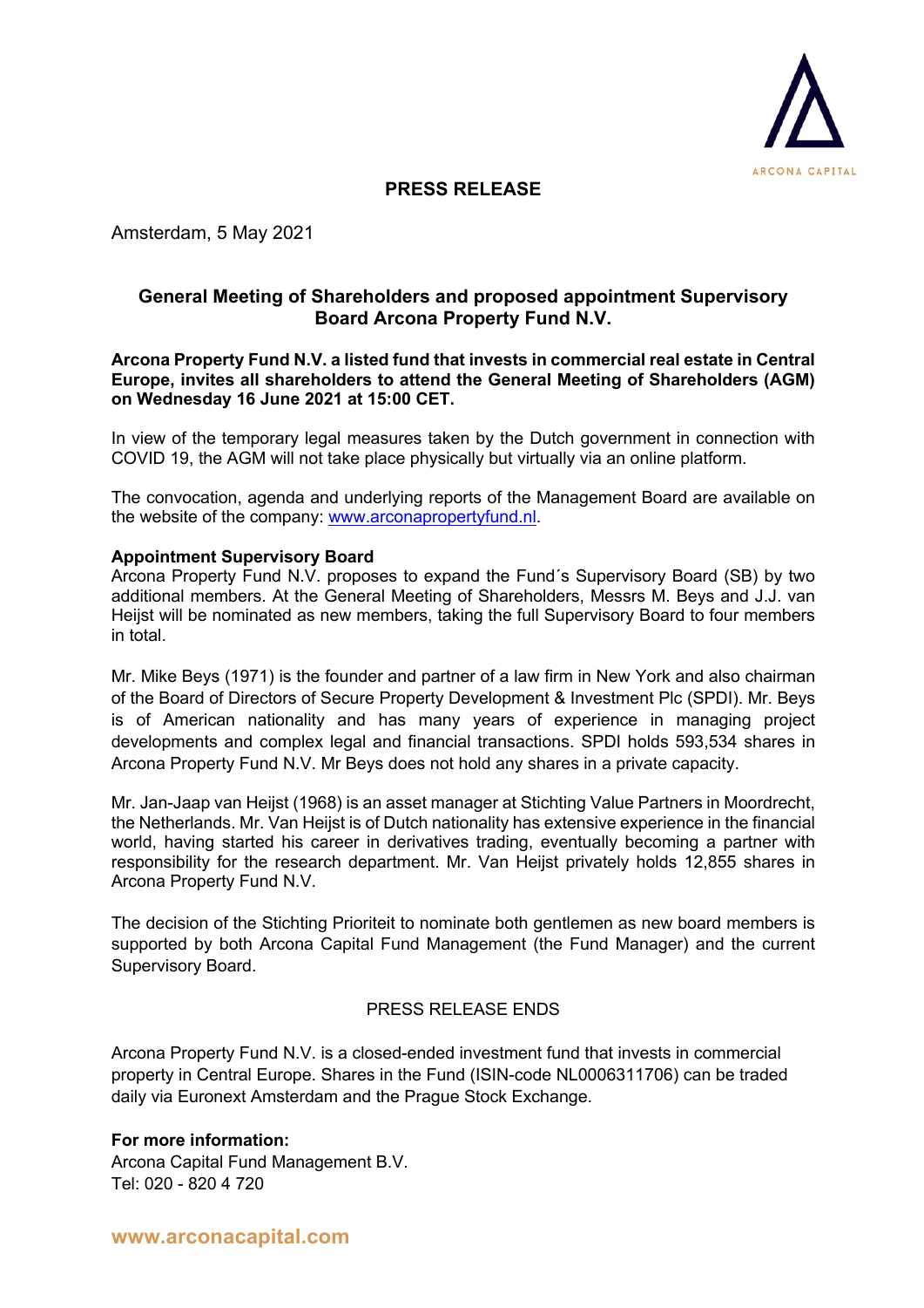ARCONA CAPITAL

**PRESS RELEASE**

Amsterdam, 5 May 2021

## General Meeting of Shareholders and proposed appointment Supervisory Board Arcona Property Fund N.V.

**Arcona Property Fund N.V. a listed fund that invests in commercial real estate in Central Europe, invites all shareholders to attend the General Meeting of Shareholders (AGM) on Wednesday 16 June 2021 at 15:00 CET.**

In view of the temporary legal measures taken by the Dutch government in connection with COVID 19, the AGM will not take place physically but virtually via an online platform.

The convocation, agenda and underlying reports of the Management Board are available on the website of the company: www.arconapropertyfund.nl.

**Appointment Supervisory Board**
Arcona Property Fund N.V. proposes to expand the Fund´s Supervisory Board (SB) by two additional members. At the General Meeting of Shareholders, Messrs M. Beys and J.J. van Heijst will be nominated as new members, taking the full Supervisory Board to four members in total.

Mr. Mike Beys (1971) is the founder and partner of a law firm in New York and also chairman of the Board of Directors of Secure Property Development & Investment Plc (SPDI). Mr. Beys is of American nationality and has many years of experience in managing project developments and complex legal and financial transactions. SPDI holds 593,534 shares in Arcona Property Fund N.V. Mr Beys does not hold any shares in a private capacity.

Mr. Jan-Jaap van Heijst (1968) is an asset manager at Stichting Value Partners in Moordrecht, the Netherlands. Mr. Van Heijst is of Dutch nationality has extensive experience in the financial world, having started his career in derivatives trading, eventually becoming a partner with responsibility for the research department. Mr. Van Heijst privately holds 12,855 shares in Arcona Property Fund N.V.

The decision of the Stichting Prioriteit to nominate both gentlemen as new board members is supported by both Arcona Capital Fund Management (the Fund Manager) and the current Supervisory Board.

PRESS RELEASE ENDS

Arcona Property Fund N.V. is a closed-ended investment fund that invests in commercial property in Central Europe. Shares in the Fund (ISIN-code NL0006311706) can be traded daily via Euronext Amsterdam and the Prague Stock Exchange.

**For more information:**
Arcona Capital Fund Management B.V.
Tel: 020 - 820 4 720

**www.arconacapital.com**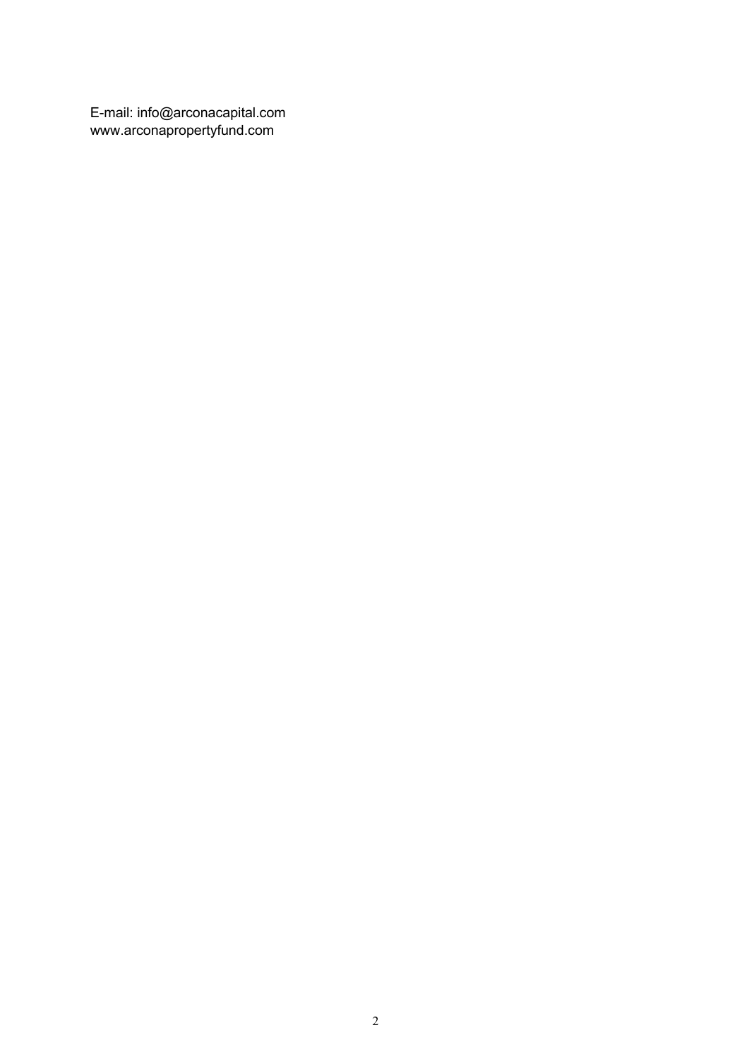E-mail: info@arconacapital.com
www.arconapropertyfund.com